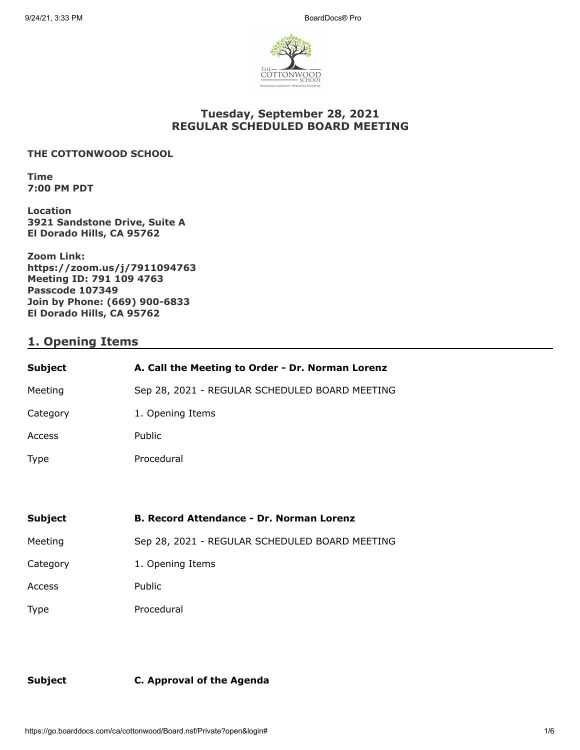# Tuesday, September 28, 2021
# REGULAR SCHEDULED BOARD MEETING

**THE COTTONWOOD SCHOOL**

**Time**
**7:00 PM PDT**

**Location**
**3921 Sandstone Drive, Suite A**
**El Dorado Hills, CA 95762**

**Zoom Link:**
**https://zoom.us/j/7911094763**
**Meeting ID: 791 109 4763**
**Passcode 107349**
**Join by Phone: (669) 900-6833**
**El Dorado Hills, CA 95762**

## 1. Opening Items

| **Subject** | **A. Call the Meeting to Order - Dr. Norman Lorenz** |
|---|---|
| Meeting | Sep 28, 2021 - REGULAR SCHEDULED BOARD MEETING |
| Category | 1. Opening Items |
| Access | Public |
| Type | Procedural |

| **Subject** | **B. Record Attendance - Dr. Norman Lorenz** |
|---|---|
| Meeting | Sep 28, 2021 - REGULAR SCHEDULED BOARD MEETING |
| Category | 1. Opening Items |
| Access | Public |
| Type | Procedural |

| **Subject** | **C. Approval of the Agenda** |
|---|---|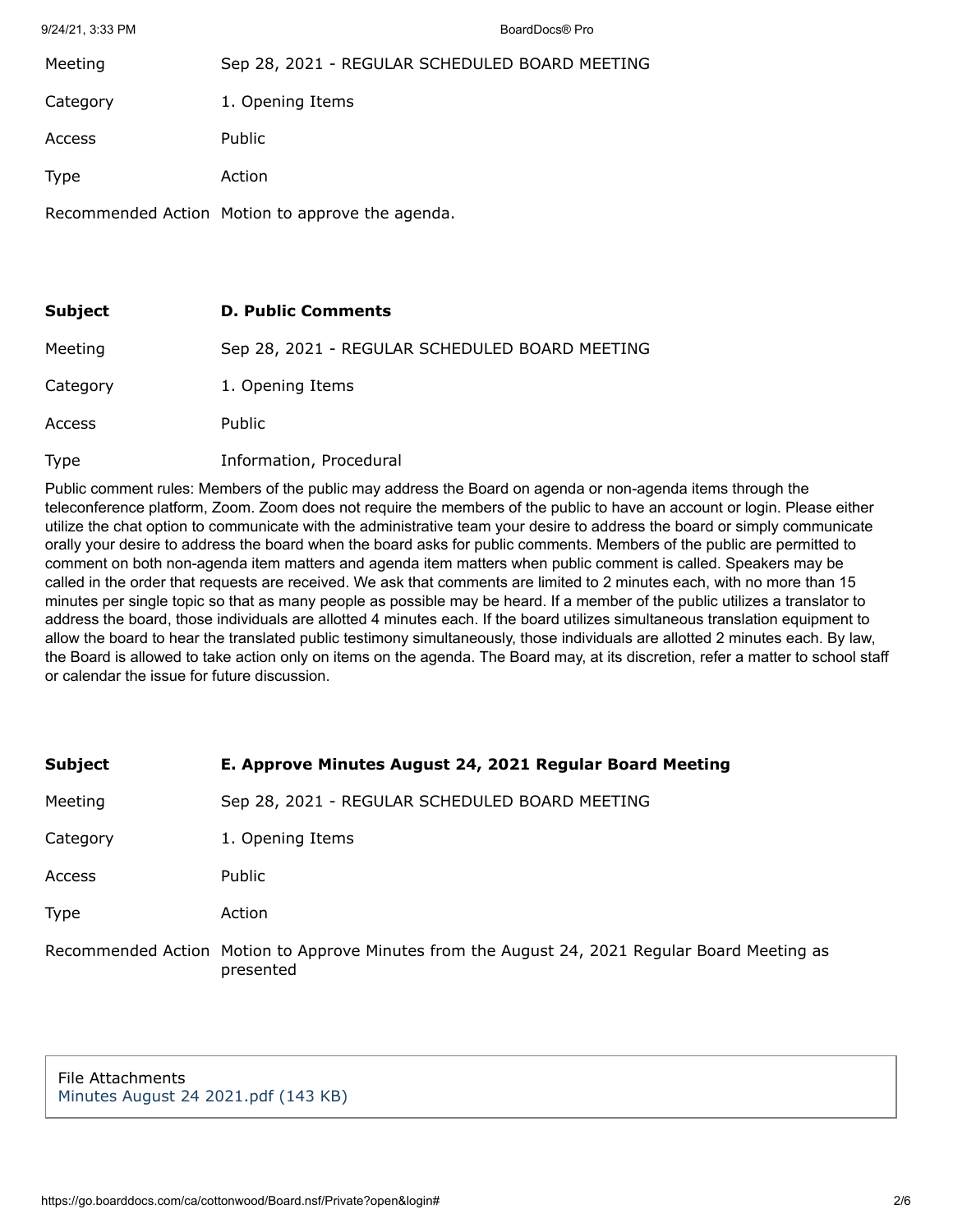| | |
|---|---|
| Meeting | Sep 28, 2021 - REGULAR SCHEDULED BOARD MEETING |
| Category | 1. Opening Items |
| Access | Public |
| Type | Action |
| Recommended Action | Motion to approve the agenda. |

| | |
|---|---|
| **Subject** | **D. Public Comments** |
| Meeting | Sep 28, 2021 - REGULAR SCHEDULED BOARD MEETING |
| Category | 1. Opening Items |
| Access | Public |
| Type | Information, Procedural |

Public comment rules: Members of the public may address the Board on agenda or non-agenda items through the teleconference platform, Zoom. Zoom does not require the members of the public to have an account or login. Please either utilize the chat option to communicate with the administrative team your desire to address the board or simply communicate orally your desire to address the board when the board asks for public comments. Members of the public are permitted to comment on both non-agenda item matters and agenda item matters when public comment is called. Speakers may be called in the order that requests are received. We ask that comments are limited to 2 minutes each, with no more than 15 minutes per single topic so that as many people as possible may be heard. If a member of the public utilizes a translator to address the board, those individuals are allotted 4 minutes each. If the board utilizes simultaneous translation equipment to allow the board to hear the translated public testimony simultaneously, those individuals are allotted 2 minutes each. By law, the Board is allowed to take action only on items on the agenda. The Board may, at its discretion, refer a matter to school staff or calendar the issue for future discussion.

| | |
|---|---|
| **Subject** | **E. Approve Minutes August 24, 2021 Regular Board Meeting** |
| Meeting | Sep 28, 2021 - REGULAR SCHEDULED BOARD MEETING |
| Category | 1. Opening Items |
| Access | Public |
| Type | Action |
| Recommended Action | Motion to Approve Minutes from the August 24, 2021 Regular Board Meeting as presented |

File Attachments
Minutes August 24 2021.pdf (143 KB)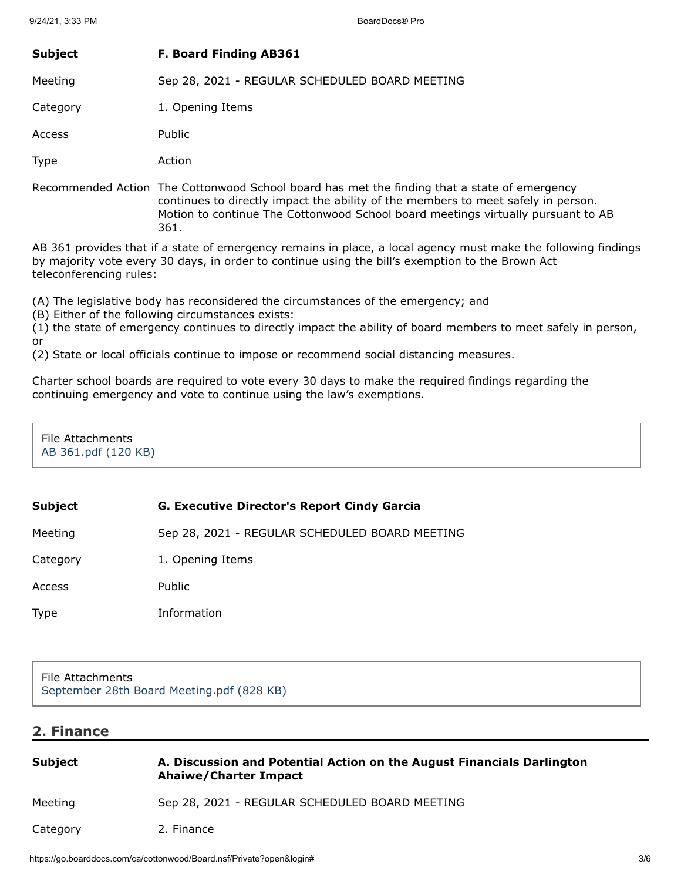| | |
|---|---|
| **Subject** | **F. Board Finding AB361** |
| Meeting | Sep 28, 2021 - REGULAR SCHEDULED BOARD MEETING |
| Category | 1. Opening Items |
| Access | Public |
| Type | Action |
| Recommended Action | The Cottonwood School board has met the finding that a state of emergency continues to directly impact the ability of the members to meet safely in person. Motion to continue The Cottonwood School board meetings virtually pursuant to AB 361. |

AB 361 provides that if a state of emergency remains in place, a local agency must make the following findings by majority vote every 30 days, in order to continue using the bill's exemption to the Brown Act teleconferencing rules:

(A) The legislative body has reconsidered the circumstances of the emergency; and
(B) Either of the following circumstances exists:
(1) the state of emergency continues to directly impact the ability of board members to meet safely in person, or
(2) State or local officials continue to impose or recommend social distancing measures.

Charter school boards are required to vote every 30 days to make the required findings regarding the continuing emergency and vote to continue using the law's exemptions.

File Attachments
AB 361.pdf (120 KB)

| | |
|---|---|
| **Subject** | **G. Executive Director's Report Cindy Garcia** |
| Meeting | Sep 28, 2021 - REGULAR SCHEDULED BOARD MEETING |
| Category | 1. Opening Items |
| Access | Public |
| Type | Information |

File Attachments
September 28th Board Meeting.pdf (828 KB)

## 2. Finance

| | |
|---|---|
| **Subject** | **A. Discussion and Potential Action on the August Financials Darlington Ahaiwe/Charter Impact** |
| Meeting | Sep 28, 2021 - REGULAR SCHEDULED BOARD MEETING |
| Category | 2. Finance |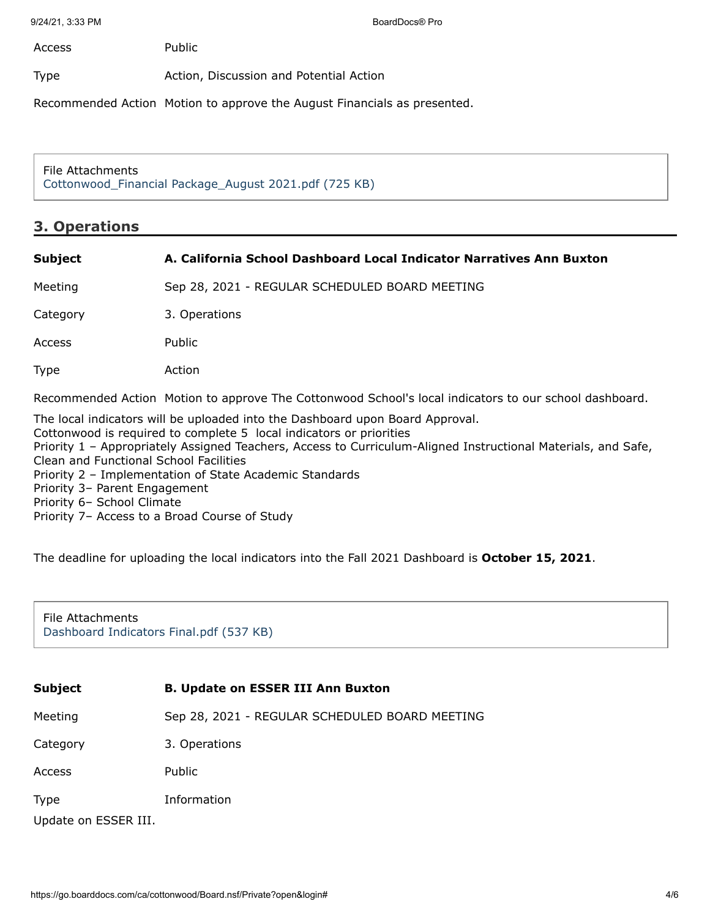| | |
|---|---|
| Access | Public |
| Type | Action, Discussion and Potential Action |
| Recommended Action | Motion to approve the August Financials as presented. |

File Attachments
Cottonwood_Financial Package_August 2021.pdf (725 KB)

## 3. Operations

| | |
|---|---|
| **Subject** | **A. California School Dashboard Local Indicator Narratives Ann Buxton** |
| Meeting | Sep 28, 2021 - REGULAR SCHEDULED BOARD MEETING |
| Category | 3. Operations |
| Access | Public |
| Type | Action |
| Recommended Action | Motion to approve The Cottonwood School's local indicators to our school dashboard. |

The local indicators will be uploaded into the Dashboard upon Board Approval.
Cottonwood is required to complete 5 local indicators or priorities
Priority 1 – Appropriately Assigned Teachers, Access to Curriculum-Aligned Instructional Materials, and Safe, Clean and Functional School Facilities
Priority 2 – Implementation of State Academic Standards
Priority 3– Parent Engagement
Priority 6– School Climate
Priority 7– Access to a Broad Course of Study

The deadline for uploading the local indicators into the Fall 2021 Dashboard is **October 15, 2021**.

File Attachments
Dashboard Indicators Final.pdf (537 KB)

| | |
|---|---|
| **Subject** | **B. Update on ESSER III Ann Buxton** |
| Meeting | Sep 28, 2021 - REGULAR SCHEDULED BOARD MEETING |
| Category | 3. Operations |
| Access | Public |
| Type | Information |

Update on ESSER III.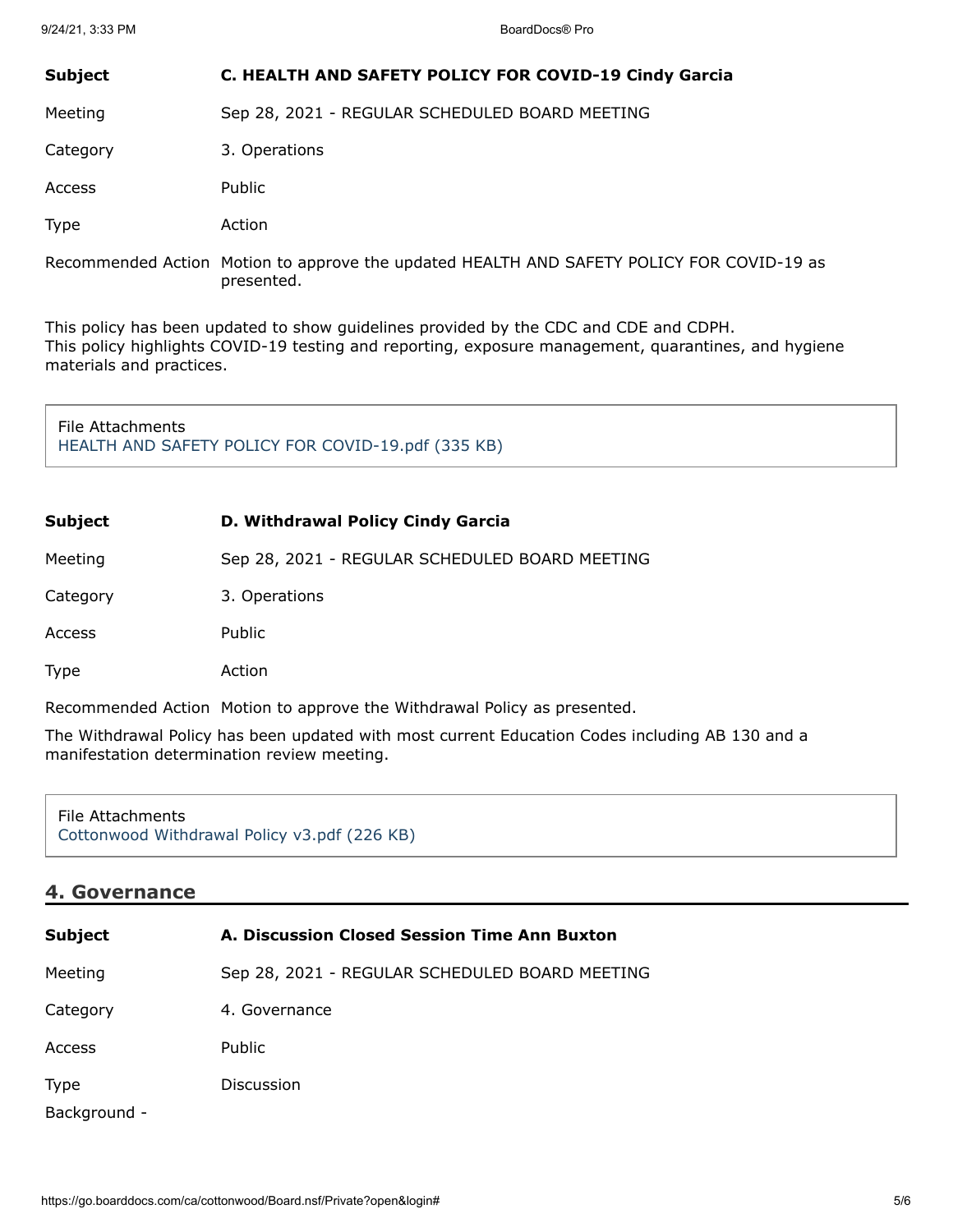| | |
|---|---|
| **Subject** | **C. HEALTH AND SAFETY POLICY FOR COVID-19 Cindy Garcia** |
| Meeting | Sep 28, 2021 - REGULAR SCHEDULED BOARD MEETING |
| Category | 3. Operations |
| Access | Public |
| Type | Action |
| Recommended Action | Motion to approve the updated HEALTH AND SAFETY POLICY FOR COVID-19 as presented. |

This policy has been updated to show guidelines provided by the CDC and CDE and CDPH.
This policy highlights COVID-19 testing and reporting, exposure management, quarantines, and hygiene materials and practices.

File Attachments
HEALTH AND SAFETY POLICY FOR COVID-19.pdf (335 KB)

| | |
|---|---|
| **Subject** | **D. Withdrawal Policy Cindy Garcia** |
| Meeting | Sep 28, 2021 - REGULAR SCHEDULED BOARD MEETING |
| Category | 3. Operations |
| Access | Public |
| Type | Action |
| Recommended Action | Motion to approve the Withdrawal Policy as presented. |

The Withdrawal Policy has been updated with most current Education Codes including AB 130 and a manifestation determination review meeting.

File Attachments
Cottonwood Withdrawal Policy v3.pdf (226 KB)

## 4. Governance

| | |
|---|---|
| **Subject** | **A. Discussion Closed Session Time Ann Buxton** |
| Meeting | Sep 28, 2021 - REGULAR SCHEDULED BOARD MEETING |
| Category | 4. Governance |
| Access | Public |
| Type | Discussion |

Background -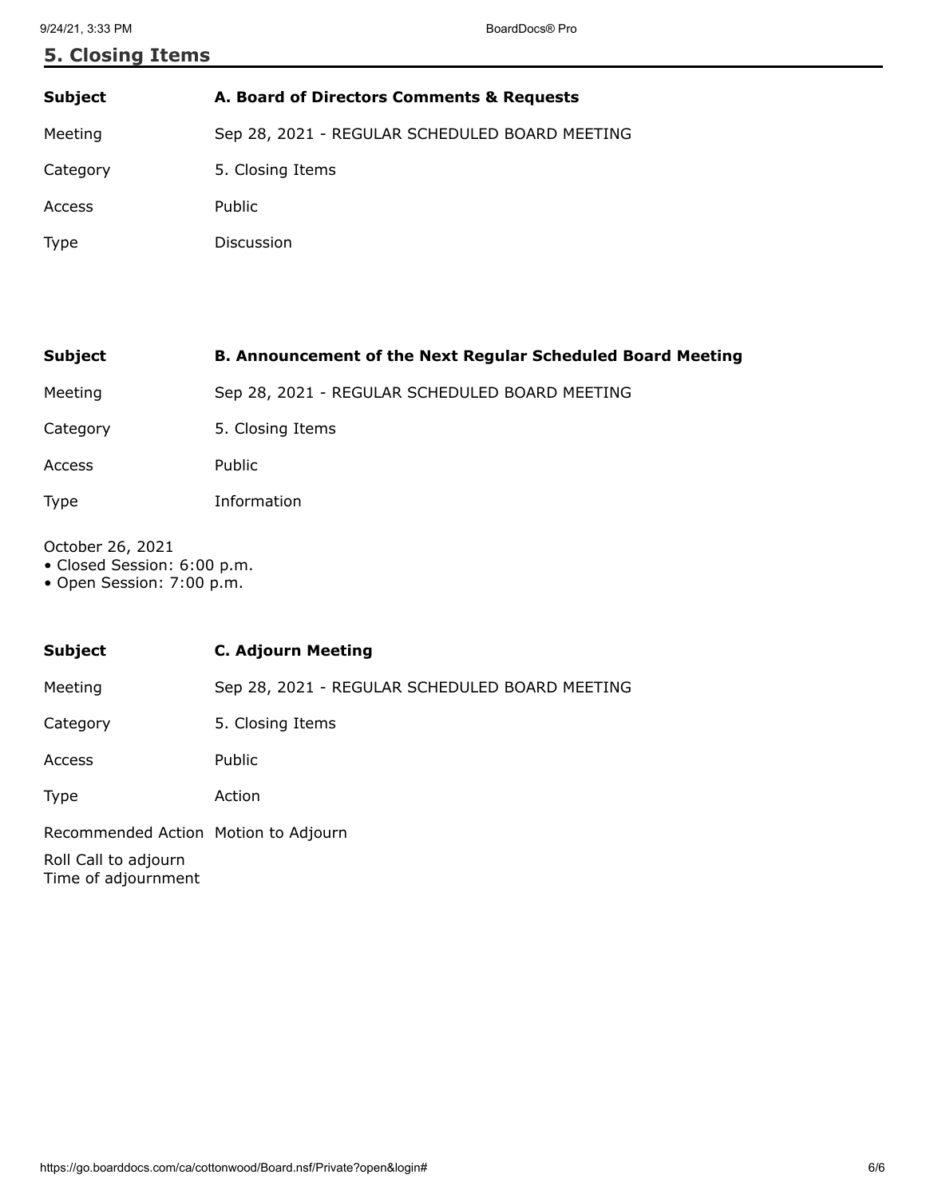## 5. Closing Items

| | |
|---|---|
| **Subject** | **A. Board of Directors Comments & Requests** |
| Meeting | Sep 28, 2021 - REGULAR SCHEDULED BOARD MEETING |
| Category | 5. Closing Items |
| Access | Public |
| Type | Discussion |

| | |
|---|---|
| **Subject** | **B. Announcement of the Next Regular Scheduled Board Meeting** |
| Meeting | Sep 28, 2021 - REGULAR SCHEDULED BOARD MEETING |
| Category | 5. Closing Items |
| Access | Public |
| Type | Information |

October 26, 2021
- Closed Session: 6:00 p.m.
- Open Session: 7:00 p.m.

| | |
|---|---|
| **Subject** | **C. Adjourn Meeting** |
| Meeting | Sep 28, 2021 - REGULAR SCHEDULED BOARD MEETING |
| Category | 5. Closing Items |
| Access | Public |
| Type | Action |
| Recommended Action | Motion to Adjourn |

Roll Call to adjourn
Time of adjournment